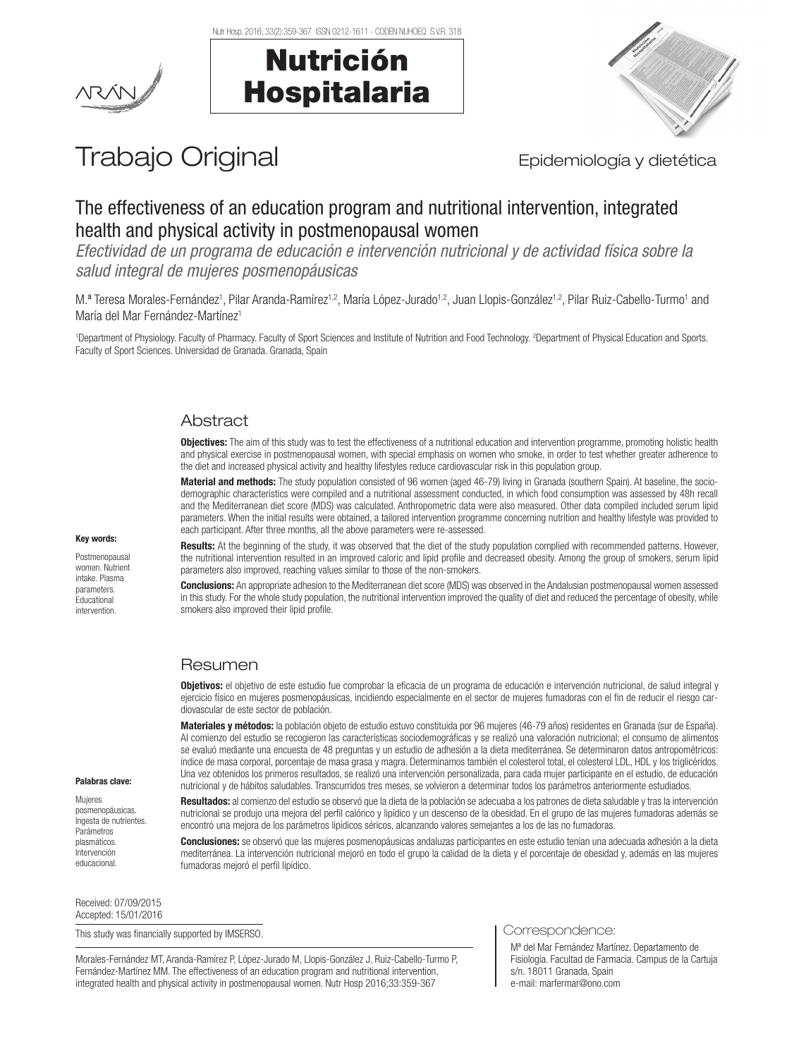# Trabajo Original

Epidemiología y dietética

## The effectiveness of an education program and nutritional intervention, integrated health and physical activity in postmenopausal women

*Efectividad de un programa de educación e intervención nutricional y de actividad física sobre la salud integral de mujeres posmenopáusicas*

M.ª Teresa Morales-Fernández[1], Pilar Aranda-Ramírez[1,2], María López-Jurado[1,2], Juan Llopis-González[1,2], Pilar Ruiz-Cabello-Turmo[1] and María del Mar Fernández-Martínez[1]

[1]Department of Physiology. Faculty of Pharmacy. Faculty of Sport Sciences and Institute of Nutrition and Food Technology. [2]Department of Physical Education and Sports. Faculty of Sport Sciences. Universidad de Granada. Granada, Spain

### Abstract

**Objectives:** The aim of this study was to test the effectiveness of a nutritional education and intervention programme, promoting holistic health and physical exercise in postmenopausal women, with special emphasis on women who smoke, in order to test whether greater adherence to the diet and increased physical activity and healthy lifestyles reduce cardiovascular risk in this population group.

**Material and methods:** The study population consisted of 96 women (aged 46-79) living in Granada (southern Spain). At baseline, the socio-demographic characteristics were compiled and a nutritional assessment conducted, in which food consumption was assessed by 48h recall and the Mediterranean diet score (MDS) was calculated. Anthropometric data were also measured. Other data compiled included serum lipid parameters. When the initial results were obtained, a tailored intervention programme concerning nutrition and healthy lifestyle was provided to each participant. After three months, all the above parameters were re-assessed.

**Results:** At the beginning of the study, it was observed that the diet of the study population complied with recommended patterns. However, the nutritional intervention resulted in an improved caloric and lipid profile and decreased obesity. Among the group of smokers, serum lipid parameters also improved, reaching values similar to those of the non-smokers.

**Conclusions:** An appropriate adhesion to the Mediterranean diet score (MDS) was observed in the Andalusian postmenopausal women assessed in this study. For the whole study population, the nutritional intervention improved the quality of diet and reduced the percentage of obesity, while smokers also improved their lipid profile.

**Key words:**

Postmenopausal women. Nutrient intake. Plasma parameters. Educational intervention.

### Resumen

**Objetivos:** el objetivo de este estudio fue comprobar la eficacia de un programa de educación e intervención nutricional, de salud integral y ejercicio físico en mujeres posmenopáusicas, incidiendo especialmente en el sector de mujeres fumadoras con el fin de reducir el riesgo cardiovascular de este sector de población.

**Materiales y métodos:** la población objeto de estudio estuvo constituida por 96 mujeres (46-79 años) residentes en Granada (sur de España). Al comienzo del estudio se recogieron las características sociodemográficas y se realizó una valoración nutricional; el consumo de alimentos se evaluó mediante una encuesta de 48 preguntas y un estudio de adhesión a la dieta mediterránea. Se determinaron datos antropométricos: índice de masa corporal, porcentaje de masa grasa y magra. Determinamos también el colesterol total, el colesterol LDL, HDL y los triglicéridos. Una vez obtenidos los primeros resultados, se realizó una intervención personalizada, para cada mujer participante en el estudio, de educación nutricional y de hábitos saludables. Transcurridos tres meses, se volvieron a determinar todos los parámetros anteriormente estudiados.

**Resultados:** al comienzo del estudio se observó que la dieta de la población se adecuaba a los patrones de dieta saludable y tras la intervención nutricional se produjo una mejora del perfil calórico y lipídico y un descenso de la obesidad. En el grupo de las mujeres fumadoras además se encontró una mejora de los parámetros lipídicos séricos, alcanzando valores semejantes a los de las no fumadoras.

**Conclusiones:** se observó que las mujeres posmenopáusicas andaluzas participantes en este estudio tenían una adecuada adhesión a la dieta mediterránea. La intervención nutricional mejoró en todo el grupo la calidad de la dieta y el porcentaje de obesidad y, además en las mujeres fumadoras mejoró el perfil lipídico.

**Palabras clave:**

Mujeres posmenopáusicas. Ingesta de nutrientes. Parámetros plasmáticos. Intervención educacional.

Received: 07/09/2015
Accepted: 15/01/2016

This study was financially supported by IMSERSO.

Morales-Fernández MT, Aranda-Ramírez P, López-Jurado M, Llopis-González J, Ruiz-Cabello-Turmo P, Fernández-Martínez MM. The effectiveness of an education program and nutritional intervention, integrated health and physical activity in postmenopausal women. Nutr Hosp 2016;33:359-367

Correspondence:

Mª del Mar Fernández Martínez. Departamento de Fisiología. Facultad de Farmacia. Campus de la Cartuja s/n. 18011 Granada, Spain
e-mail: marfermar@ono.com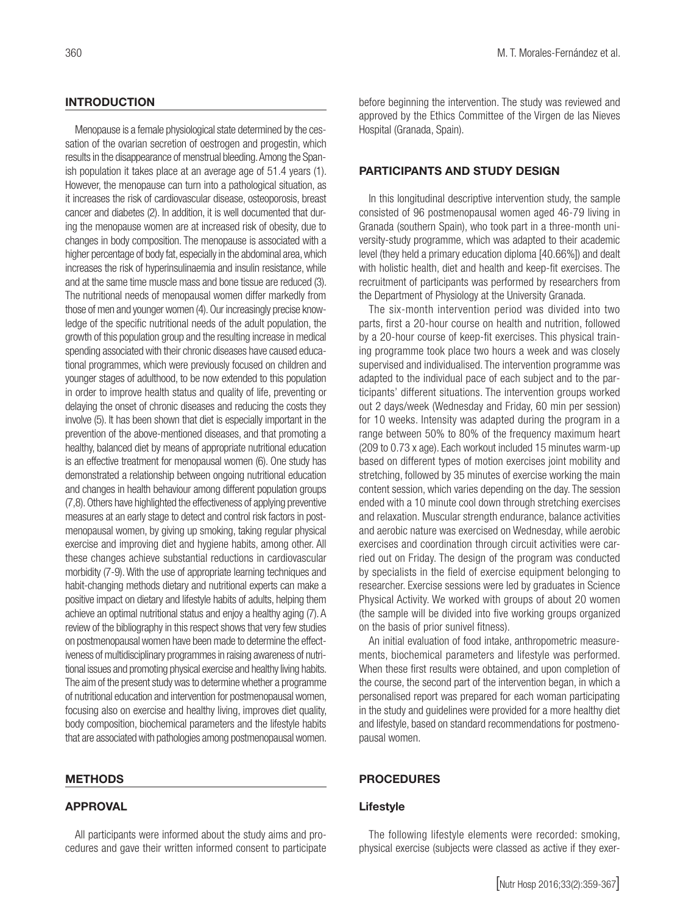## INTRODUCTION

Menopause is a female physiological state determined by the cessation of the ovarian secretion of oestrogen and progestin, which results in the disappearance of menstrual bleeding. Among the Spanish population it takes place at an average age of 51.4 years (1). However, the menopause can turn into a pathological situation, as it increases the risk of cardiovascular disease, osteoporosis, breast cancer and diabetes (2). In addition, it is well documented that during the menopause women are at increased risk of obesity, due to changes in body composition. The menopause is associated with a higher percentage of body fat, especially in the abdominal area, which increases the risk of hyperinsulinaemia and insulin resistance, while and at the same time muscle mass and bone tissue are reduced (3). The nutritional needs of menopausal women differ markedly from those of men and younger women (4). Our increasingly precise knowledge of the specific nutritional needs of the adult population, the growth of this population group and the resulting increase in medical spending associated with their chronic diseases have caused educational programmes, which were previously focused on children and younger stages of adulthood, to be now extended to this population in order to improve health status and quality of life, preventing or delaying the onset of chronic diseases and reducing the costs they involve (5). It has been shown that diet is especially important in the prevention of the above-mentioned diseases, and that promoting a healthy, balanced diet by means of appropriate nutritional education is an effective treatment for menopausal women (6). One study has demonstrated a relationship between ongoing nutritional education and changes in health behaviour among different population groups (7,8). Others have highlighted the effectiveness of applying preventive measures at an early stage to detect and control risk factors in postmenopausal women, by giving up smoking, taking regular physical exercise and improving diet and hygiene habits, among other. All these changes achieve substantial reductions in cardiovascular morbidity (7-9). With the use of appropriate learning techniques and habit-changing methods dietary and nutritional experts can make a positive impact on dietary and lifestyle habits of adults, helping them achieve an optimal nutritional status and enjoy a healthy aging (7). A review of the bibliography in this respect shows that very few studies on postmenopausal women have been made to determine the effectiveness of multidisciplinary programmes in raising awareness of nutritional issues and promoting physical exercise and healthy living habits. The aim of the present study was to determine whether a programme of nutritional education and intervention for postmenopausal women, focusing also on exercise and healthy living, improves diet quality, body composition, biochemical parameters and the lifestyle habits that are associated with pathologies among postmenopausal women.

## METHODS

### APPROVAL

All participants were informed about the study aims and procedures and gave their written informed consent to participate before beginning the intervention. The study was reviewed and approved by the Ethics Committee of the Virgen de las Nieves Hospital (Granada, Spain).

### PARTICIPANTS AND STUDY DESIGN

In this longitudinal descriptive intervention study, the sample consisted of 96 postmenopausal women aged 46-79 living in Granada (southern Spain), who took part in a three-month university-study programme, which was adapted to their academic level (they held a primary education diploma [40.66%]) and dealt with holistic health, diet and health and keep-fit exercises. The recruitment of participants was performed by researchers from the Department of Physiology at the University Granada.

The six-month intervention period was divided into two parts, first a 20-hour course on health and nutrition, followed by a 20-hour course of keep-fit exercises. This physical training programme took place two hours a week and was closely supervised and individualised. The intervention programme was adapted to the individual pace of each subject and to the participants' different situations. The intervention groups worked out 2 days/week (Wednesday and Friday, 60 min per session) for 10 weeks. Intensity was adapted during the program in a range between 50% to 80% of the frequency maximum heart (209 to 0.73 x age). Each workout included 15 minutes warm-up based on different types of motion exercises joint mobility and stretching, followed by 35 minutes of exercise working the main content session, which varies depending on the day. The session ended with a 10 minute cool down through stretching exercises and relaxation. Muscular strength endurance, balance activities and aerobic nature was exercised on Wednesday, while aerobic exercises and coordination through circuit activities were carried out on Friday. The design of the program was conducted by specialists in the field of exercise equipment belonging to researcher. Exercise sessions were led by graduates in Science Physical Activity. We worked with groups of about 20 women (the sample will be divided into five working groups organized on the basis of prior sunivel fitness).

An initial evaluation of food intake, anthropometric measurements, biochemical parameters and lifestyle was performed. When these first results were obtained, and upon completion of the course, the second part of the intervention began, in which a personalised report was prepared for each woman participating in the study and guidelines were provided for a more healthy diet and lifestyle, based on standard recommendations for postmenopausal women.

### PROCEDURES

#### Lifestyle

The following lifestyle elements were recorded: smoking, physical exercise (subjects were classed as active if they exer-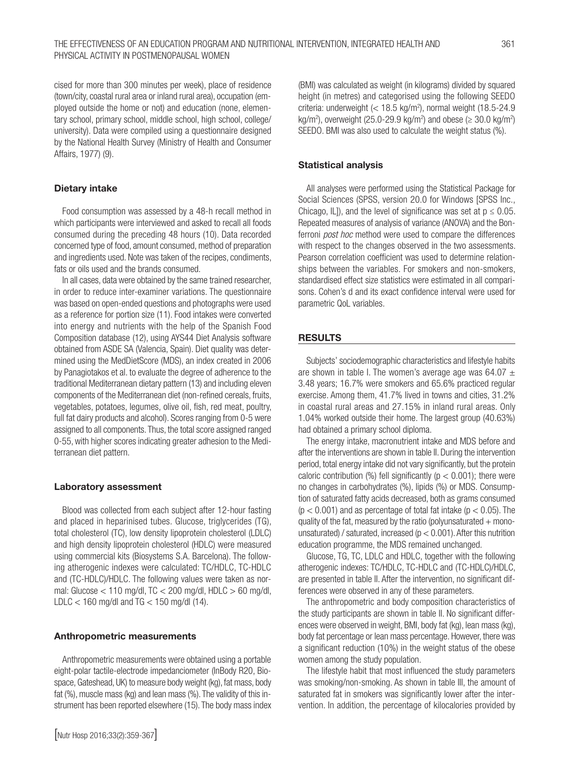cised for more than 300 minutes per week), place of residence (town/city, coastal rural area or inland rural area), occupation (employed outside the home or not) and education (none, elementary school, primary school, middle school, high school, college/ university). Data were compiled using a questionnaire designed by the National Health Survey (Ministry of Health and Consumer Affairs, 1977) (9).

### Dietary intake

Food consumption was assessed by a 48-h recall method in which participants were interviewed and asked to recall all foods consumed during the preceding 48 hours (10). Data recorded concerned type of food, amount consumed, method of preparation and ingredients used. Note was taken of the recipes, condiments, fats or oils used and the brands consumed.

In all cases, data were obtained by the same trained researcher, in order to reduce inter-examiner variations. The questionnaire was based on open-ended questions and photographs were used as a reference for portion size (11). Food intakes were converted into energy and nutrients with the help of the Spanish Food Composition database (12), using AYS44 Diet Analysis software obtained from ASDE SA (Valencia, Spain). Diet quality was determined using the MedDietScore (MDS), an index created in 2006 by Panagiotakos et al. to evaluate the degree of adherence to the traditional Mediterranean dietary pattern (13) and including eleven components of the Mediterranean diet (non-refined cereals, fruits, vegetables, potatoes, legumes, olive oil, fish, red meat, poultry, full fat dairy products and alcohol). Scores ranging from 0-5 were assigned to all components. Thus, the total score assigned ranged 0-55, with higher scores indicating greater adhesion to the Mediterranean diet pattern.

### Laboratory assessment

Blood was collected from each subject after 12-hour fasting and placed in heparinised tubes. Glucose, triglycerides (TG), total cholesterol (TC), low density lipoprotein cholesterol (LDLC) and high density lipoprotein cholesterol (HDLC) were measured using commercial kits (Biosystems S.A. Barcelona). The following atherogenic indexes were calculated: TC/HDLC, TC-HDLC and (TC-HDLC)/HDLC. The following values were taken as normal: Glucose < 110 mg/dl, TC < 200 mg/dl, HDLC > 60 mg/dl, LDLC < 160 mg/dl and TG < 150 mg/dl (14).

### Anthropometric measurements

Anthropometric measurements were obtained using a portable eight-polar tactile-electrode impedanciometer (InBody R20, Biospace, Gateshead, UK) to measure body weight (kg), fat mass, body fat (%), muscle mass (kg) and lean mass (%). The validity of this instrument has been reported elsewhere (15). The body mass index (BMI) was calculated as weight (in kilograms) divided by squared height (in metres) and categorised using the following SEEDO criteria: underweight (< 18.5 kg/m$^2$), normal weight (18.5-24.9 kg/m$^2$), overweight (25.0-29.9 kg/m$^2$) and obese (≥ 30.0 kg/m$^2$) SEEDO. BMI was also used to calculate the weight status (%).

### Statistical analysis

All analyses were performed using the Statistical Package for Social Sciences (SPSS, version 20.0 for Windows [SPSS Inc., Chicago, IL]), and the level of significance was set at $p \leq 0.05$. Repeated measures of analysis of variance (ANOVA) and the Bonferroni *post hoc* method were used to compare the differences with respect to the changes observed in the two assessments. Pearson correlation coefficient was used to determine relationships between the variables. For smokers and non-smokers, standardised effect size statistics were estimated in all comparisons. Cohen's d and its exact confidence interval were used for parametric QoL variables.

## RESULTS

Subjects' sociodemographic characteristics and lifestyle habits are shown in table I. The women's average age was 64.07 ± 3.48 years; 16.7% were smokers and 65.6% practiced regular exercise. Among them, 41.7% lived in towns and cities, 31.2% in coastal rural areas and 27.15% in inland rural areas. Only 1.04% worked outside their home. The largest group (40.63%) had obtained a primary school diploma.

The energy intake, macronutrient intake and MDS before and after the interventions are shown in table II. During the intervention period, total energy intake did not vary significantly, but the protein caloric contribution (%) fell significantly ($p < 0.001$); there were no changes in carbohydrates (%), lipids (%) or MDS. Consumption of saturated fatty acids decreased, both as grams consumed ($p < 0.001$) and as percentage of total fat intake ($p < 0.05$). The quality of the fat, measured by the ratio (polyunsaturated + monounsaturated) / saturated, increased ($p < 0.001$). After this nutrition education programme, the MDS remained unchanged.

Glucose, TG, TC, LDLC and HDLC, together with the following atherogenic indexes: TC/HDLC, TC-HDLC and (TC-HDLC)/HDLC, are presented in table II. After the intervention, no significant differences were observed in any of these parameters.

The anthropometric and body composition characteristics of the study participants are shown in table II. No significant differences were observed in weight, BMI, body fat (kg), lean mass (kg), body fat percentage or lean mass percentage. However, there was a significant reduction (10%) in the weight status of the obese women among the study population.

The lifestyle habit that most influenced the study parameters was smoking/non-smoking. As shown in table III, the amount of saturated fat in smokers was significantly lower after the intervention. In addition, the percentage of kilocalories provided by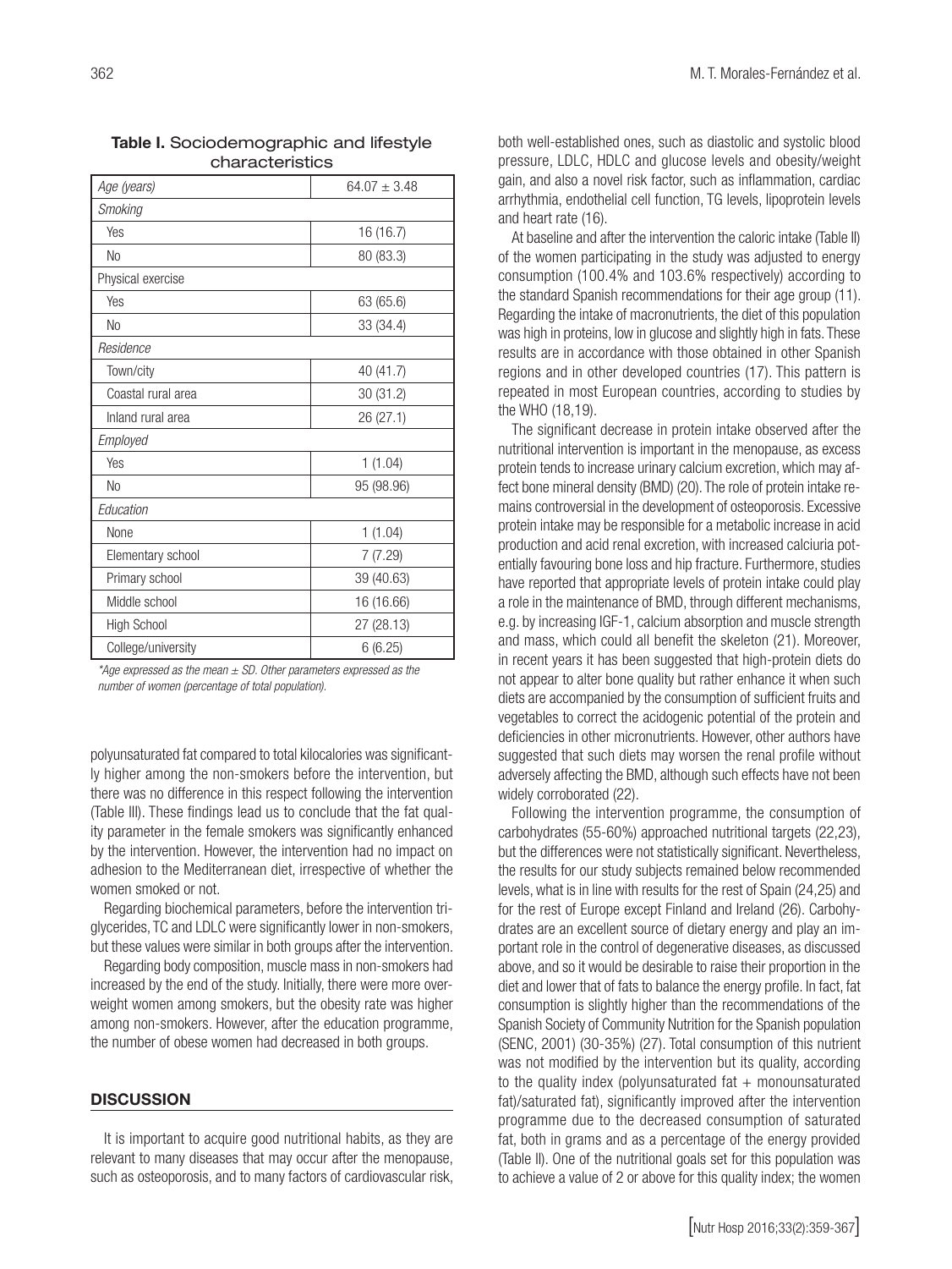**Table I.** Sociodemographic and lifestyle characteristics

| | |
|---|---|
| *Age (years)* | 64.07 ± 3.48 |
| *Smoking* | |
| Yes | 16 (16.7) |
| No | 80 (83.3) |
| Physical exercise | |
| Yes | 63 (65.6) |
| No | 33 (34.4) |
| *Residence* | |
| Town/city | 40 (41.7) |
| Coastal rural area | 30 (31.2) |
| Inland rural area | 26 (27.1) |
| *Employed* | |
| Yes | 1 (1.04) |
| No | 95 (98.96) |
| *Education* | |
| None | 1 (1.04) |
| Elementary school | 7 (7.29) |
| Primary school | 39 (40.63) |
| Middle school | 16 (16.66) |
| High School | 27 (28.13) |
| College/university | 6 (6.25) |

*\*Age expressed as the mean ± SD. Other parameters expressed as the number of women (percentage of total population).*

polyunsaturated fat compared to total kilocalories was significantly higher among the non-smokers before the intervention, but there was no difference in this respect following the intervention (Table III). These findings lead us to conclude that the fat quality parameter in the female smokers was significantly enhanced by the intervention. However, the intervention had no impact on adhesion to the Mediterranean diet, irrespective of whether the women smoked or not.

Regarding biochemical parameters, before the intervention triglycerides, TC and LDLC were significantly lower in non-smokers, but these values were similar in both groups after the intervention.

Regarding body composition, muscle mass in non-smokers had increased by the end of the study. Initially, there were more overweight women among smokers, but the obesity rate was higher among non-smokers. However, after the education programme, the number of obese women had decreased in both groups.

## DISCUSSION

It is important to acquire good nutritional habits, as they are relevant to many diseases that may occur after the menopause, such as osteoporosis, and to many factors of cardiovascular risk, both well-established ones, such as diastolic and systolic blood pressure, LDLC, HDLC and glucose levels and obesity/weight gain, and also a novel risk factor, such as inflammation, cardiac arrhythmia, endothelial cell function, TG levels, lipoprotein levels and heart rate (16).

At baseline and after the intervention the caloric intake (Table II) of the women participating in the study was adjusted to energy consumption (100.4% and 103.6% respectively) according to the standard Spanish recommendations for their age group (11). Regarding the intake of macronutrients, the diet of this population was high in proteins, low in glucose and slightly high in fats. These results are in accordance with those obtained in other Spanish regions and in other developed countries (17). This pattern is repeated in most European countries, according to studies by the WHO (18,19).

The significant decrease in protein intake observed after the nutritional intervention is important in the menopause, as excess protein tends to increase urinary calcium excretion, which may affect bone mineral density (BMD) (20). The role of protein intake remains controversial in the development of osteoporosis. Excessive protein intake may be responsible for a metabolic increase in acid production and acid renal excretion, with increased calciuria potentially favouring bone loss and hip fracture. Furthermore, studies have reported that appropriate levels of protein intake could play a role in the maintenance of BMD, through different mechanisms, e.g. by increasing IGF-1, calcium absorption and muscle strength and mass, which could all benefit the skeleton (21). Moreover, in recent years it has been suggested that high-protein diets do not appear to alter bone quality but rather enhance it when such diets are accompanied by the consumption of sufficient fruits and vegetables to correct the acidogenic potential of the protein and deficiencies in other micronutrients. However, other authors have suggested that such diets may worsen the renal profile without adversely affecting the BMD, although such effects have not been widely corroborated (22).

Following the intervention programme, the consumption of carbohydrates (55-60%) approached nutritional targets (22,23), but the differences were not statistically significant. Nevertheless, the results for our study subjects remained below recommended levels, what is in line with results for the rest of Spain (24,25) and for the rest of Europe except Finland and Ireland (26). Carbohydrates are an excellent source of dietary energy and play an important role in the control of degenerative diseases, as discussed above, and so it would be desirable to raise their proportion in the diet and lower that of fats to balance the energy profile. In fact, fat consumption is slightly higher than the recommendations of the Spanish Society of Community Nutrition for the Spanish population (SENC, 2001) (30-35%) (27). Total consumption of this nutrient was not modified by the intervention but its quality, according to the quality index (polyunsaturated fat + monounsaturated fat)/saturated fat), significantly improved after the intervention programme due to the decreased consumption of saturated fat, both in grams and as a percentage of the energy provided (Table II). One of the nutritional goals set for this population was to achieve a value of 2 or above for this quality index; the women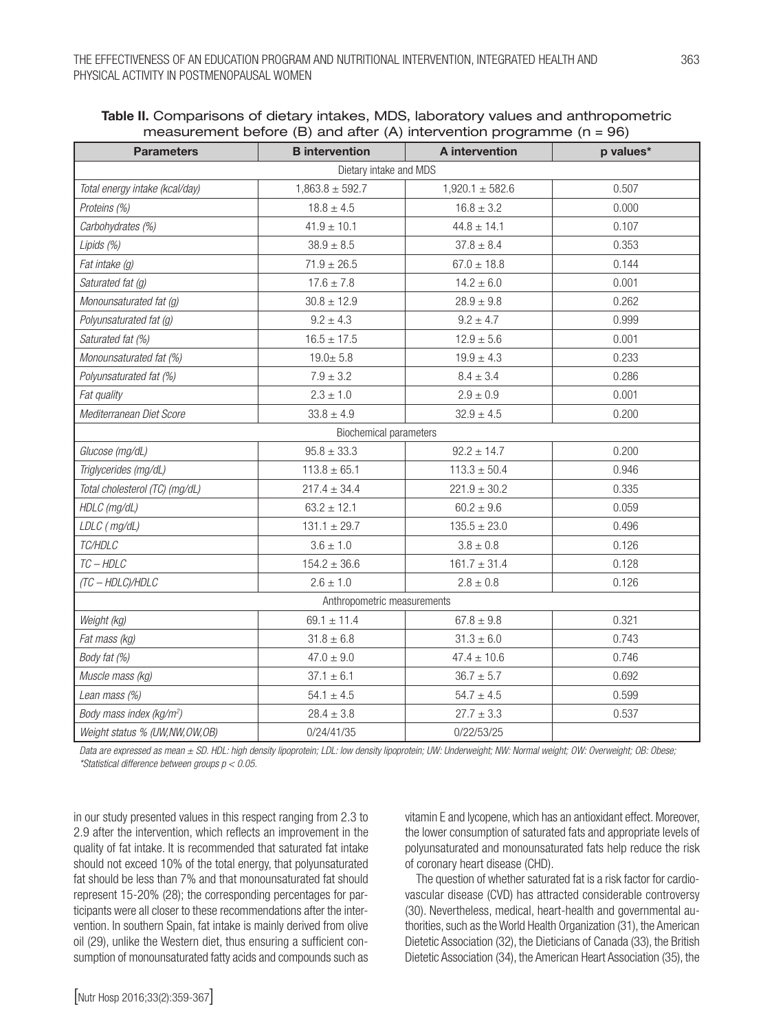**Table II.** Comparisons of dietary intakes, MDS, laboratory values and anthropometric measurement before (B) and after (A) intervention programme (n = 96)

| Parameters | B intervention | A intervention | p values* |
|---|---|---|---|
| Dietary intake and MDS | | | |
| *Total energy intake (kcal/day)* | 1,863.8 ± 592.7 | 1,920.1 ± 582.6 | 0.507 |
| *Proteins (%)* | 18.8 ± 4.5 | 16.8 ± 3.2 | 0.000 |
| *Carbohydrates (%)* | 41.9 ± 10.1 | 44.8 ± 14.1 | 0.107 |
| *Lipids (%)* | 38.9 ± 8.5 | 37.8 ± 8.4 | 0.353 |
| *Fat intake (g)* | 71.9 ± 26.5 | 67.0 ± 18.8 | 0.144 |
| *Saturated fat (g)* | 17.6 ± 7.8 | 14.2 ± 6.0 | 0.001 |
| *Monounsaturated fat (g)* | 30.8 ± 12.9 | 28.9 ± 9.8 | 0.262 |
| *Polyunsaturated fat (g)* | 9.2 ± 4.3 | 9.2 ± 4.7 | 0.999 |
| *Saturated fat (%)* | 16.5 ± 17.5 | 12.9 ± 5.6 | 0.001 |
| *Monounsaturated fat (%)* | 19.0± 5.8 | 19.9 ± 4.3 | 0.233 |
| *Polyunsaturated fat (%)* | 7.9 ± 3.2 | 8.4 ± 3.4 | 0.286 |
| *Fat quality* | 2.3 ± 1.0 | 2.9 ± 0.9 | 0.001 |
| *Mediterranean Diet Score* | 33.8 ± 4.9 | 32.9 ± 4.5 | 0.200 |
| Biochemical parameters | | | |
| *Glucose (mg/dL)* | 95.8 ± 33.3 | 92.2 ± 14.7 | 0.200 |
| *Triglycerides (mg/dL)* | 113.8 ± 65.1 | 113.3 ± 50.4 | 0.946 |
| *Total cholesterol (TC) (mg/dL)* | 217.4 ± 34.4 | 221.9 ± 30.2 | 0.335 |
| *HDLC (mg/dL)* | 63.2 ± 12.1 | 60.2 ± 9.6 | 0.059 |
| *LDLC ( mg/dL)* | 131.1 ± 29.7 | 135.5 ± 23.0 | 0.496 |
| *TC/HDLC* | 3.6 ± 1.0 | 3.8 ± 0.8 | 0.126 |
| *TC – HDLC* | 154.2 ± 36.6 | 161.7 ± 31.4 | 0.128 |
| *(TC – HDLC)/HDLC* | 2.6 ± 1.0 | 2.8 ± 0.8 | 0.126 |
| Anthropometric measurements | | | |
| *Weight (kg)* | 69.1 ± 11.4 | 67.8 ± 9.8 | 0.321 |
| *Fat mass (kg)* | 31.8 ± 6.8 | 31.3 ± 6.0 | 0.743 |
| *Body fat (%)* | 47.0 ± 9.0 | 47.4 ± 10.6 | 0.746 |
| *Muscle mass (kg)* | 37.1 ± 6.1 | 36.7 ± 5.7 | 0.692 |
| *Lean mass (%)* | 54.1 ± 4.5 | 54.7 ± 4.5 | 0.599 |
| *Body mass index (kg/m$^2$)* | 28.4 ± 3.8 | 27.7 ± 3.3 | 0.537 |
| *Weight status % (UW,NW,OW,OB)* | 0/24/41/35 | 0/22/53/25 | |

*Data are expressed as mean ± SD. HDL: high density lipoprotein; LDL: low density lipoprotein; UW: Underweight; NW: Normal weight; OW: Overweight; OB: Obese; \*Statistical difference between groups $p < 0.05$.*

in our study presented values in this respect ranging from 2.3 to 2.9 after the intervention, which reflects an improvement in the quality of fat intake. It is recommended that saturated fat intake should not exceed 10% of the total energy, that polyunsaturated fat should be less than 7% and that monounsaturated fat should represent 15-20% (28); the corresponding percentages for participants were all closer to these recommendations after the intervention. In southern Spain, fat intake is mainly derived from olive oil (29), unlike the Western diet, thus ensuring a sufficient consumption of monounsaturated fatty acids and compounds such as vitamin E and lycopene, which has an antioxidant effect. Moreover, the lower consumption of saturated fats and appropriate levels of polyunsaturated and monounsaturated fats help reduce the risk of coronary heart disease (CHD).

The question of whether saturated fat is a risk factor for cardiovascular disease (CVD) has attracted considerable controversy (30). Nevertheless, medical, heart-health and governmental authorities, such as the World Health Organization (31), the American Dietetic Association (32), the Dieticians of Canada (33), the British Dietetic Association (34), the American Heart Association (35), the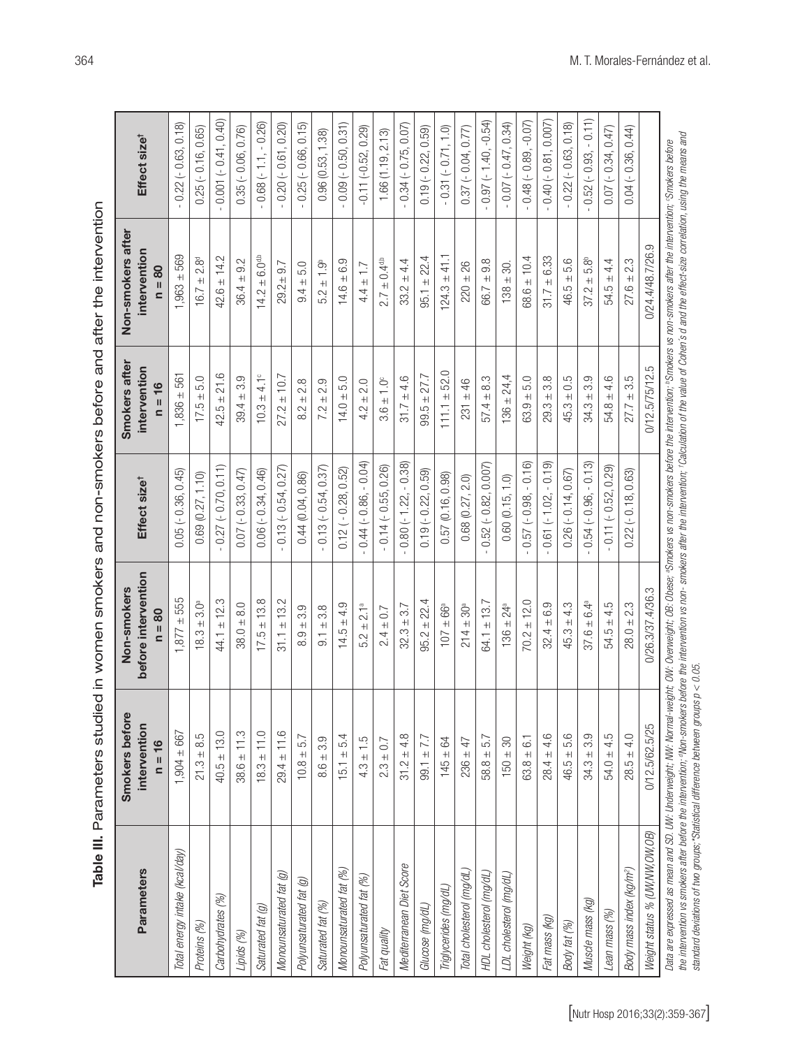**Table III.** Parameters studied in women smokers and non-smokers before and after the intervention

| Parameters | Smokers before intervention n = 16 | Non-smokers before intervention n = 80 | Effect size[†] | Smokers after intervention n = 16 | Non-smokers after intervention n = 80 | Effect size[†] |
|---|---|---|---|---|---|---|
| Total energy intake (kcal/day) | 1,904 ± 667 | 1,877 ± 555 | 0.05 (- 0.36, 0.45) | 1,836 ± 561 | 1,963 ± 569 | - 0.22 (- 0.63, 0.18) |
| Proteins (%) | 21.3 ± 8.5 | 18.3 ± 3.0[a] | 0.69 (0.27, 1.10) | 17.5 ± 5.0 | 16.7 ± 2.8[d] | 0.25 (- 0.16, 0.65) |
| Carbohydrates (%) | 40.5 ± 13.0 | 44.1 ± 12.3 | - 0.27 (- 0.70, 0.11) | 42.5 ± 21.6 | 42.6 ± 14.2 | - 0.001 (- 0.41, 0.40) |
| Lipids (%) | 38.6 ± 11.3 | 38.0 ± 8.0 | 0.07 (- 0.33, 0.47) | 39.4 ± 3.9 | 36.4 ± 9.2 | 0.35 (- 0.06, 0.76) |
| Saturated fat (g) | 18.3 ± 11.0 | 17.5 ± 13.8 | 0.06 (- 0.34, 0.46) | 10.3 ± 4.1[c] | 14.2 ± 6.0[db] | - 0.68 (- 1.1, - 0.26) |
| Monounsaturated fat (g) | 29.4 ± 11.6 | 31.1 ± 13.2 | - 0.13 (- 0.54, 0.27) | 27.2 ± 10.7 | 29.2± 9.7 | - 0.20 (- 0.61, 0.20) |
| Polyunsaturated fat (g) | 10.8 ± 5.7 | 8.9 ± 3.9 | 0.44 (0.04, 0.86) | 8.2 ± 2.8 | 9.4 ± 5.0 | - 0.25 (- 0.66, 0.15) |
| Saturated fat (%) | 8.6 ± 3.9 | 9.1 ± 3.8 | - 0.13 (- 0.54, 0.37) | 7.2 ± 2.9 | 5.2 ± 1.9[b] | 0.96 (0.53, 1.38) |
| Monounsaturated fat (%) | 15.1 ± 5.4 | 14.5 ± 4.9 | 0.12 ( - 0.28, 0.52) | 14.0 ± 5.0 | 14.6 ± 6.9 | - 0.09 (- 0.50, 0.31) |
| Polyunsaturated fat (%) | 4.3 ± 1.5 | 5.2 ± 2.1[a] | - 0.44 (- 0.86, - 0.04) | 4.2 ± 2.0 | 4.4 ± 1.7 | -0.11 (-0.52, 0.29) |
| Fat quality | 2.3 ± 0.7 | 2.4 ± 0.7 | - 0.14 (- 0.55, 0.26) | 3.6 ± 1.0[c] | 2.7 ± 0.4[db] | 1.66 (1.19, 2.13) |
| Mediterranean Diet Score | 31.2 ± 4.8 | 32.3 ± 3.7 | - 0.80 (- 1.22, - 0.38) | 31.7 ± 4.6 | 33.2 ± 4.4 | - 0.34 (- 0.75, 0.07) |
| Glucose (mg/dL) | 99.1 ± 7.7 | 95.2 ± 22.4 | 0.19 (- 0.22, 0.59) | 99.5 ± 27.7 | 95.1 ± 22.4 | 0.19 (- 0.22, 0.59) |
| Triglycerides (mg/dL) | 145 ± 64 | 107 ± 66[a] | 0.57 (0.16, 0.98) | 111.1 ± 52.0 | 124.3 ± 41.1 | - 0.31 (- 0.71, 1.0) |
| Total cholesterol (mg/dL) | 236 ± 47 | 214 ± 30[a] | 0.68 (0.27, 2.0) | 231 ± 46 | 220 ± 26 | 0.37 (- 0.04, 0.77) |
| HDL cholesterol (mg/dL) | 58.8 ± 5.7 | 64.1 ± 13.7 | - 0.52 (- 0.82, 0.007) | 57.4 ± 8.3 | 66.7 ± 9.8 | - 0.97 (- 1.40, -0.54) |
| LDL cholesterol (mg/dL) | 150 ± 30 | 136 ± 24[a] | 0.60 (0.15, 1.0) | 136 ± 24,4 | 138 ± 30. | - 0.07 (- 0.47, 0.34) |
| Weight (kg) | 63.8 ± 6.1 | 70.2 ± 12.0 | - 0.57 (- 0.98, - 0.16) | 63.9 ± 5.0 | 68.6 ± 10.4 | - 0.48 (- 0.89, -0.07) |
| Fat mass (kg) | 28.4 ± 4.6 | 32.4 ± 6.9 | - 0.61 (- 1.02, - 0.19) | 29.3 ± 3.8 | 31.7 ± 6.33 | - 0.40 (- 0.81, 0.007) |
| Body fat (%) | 46.5 ± 5.6 | 45.3 ± 4.3 | 0.26 (- 0.14, 0.67) | 45.3 ± 0.5 | 46.5 ± 5.6 | - 0.22 (- 0.63, 0.18) |
| Muscle mass (kg) | 34.3 ± 3.9 | 37.6 ± 6.4[a] | - 0.54 (- 0.96, - 0.13) | 34.3 ± 3.9 | 37.2 ± 5.8[b] | - 0.52 (- 0.93, - 0.11) |
| Lean mass (%) | 54.0 ± 4.5 | 54.5 ± 4.5 | - 0.11 (- 0.52, 0.29) | 54.8 ± 4.6 | 54.5 ± 4.4 | 0.07 (- 0.34, 0.47) |
| Body mass index (kg/m²) | 28.5 ± 4.0 | 28.0 ± 2.3 | 0.22 (- 0.18, 0.63) | 27.7 ± 3.5 | 27.6 ± 2.3 | 0.04 (- 0.36, 0.44) |
| Weight status % (UW,NW,OW,OB) | 0/12.5/62.5/25 | 0/26.3/37.4/36.3 | | 0/12.5/75/12.5 | 0/24.4/48.7/26.9 | |

*Data are expressed as mean and SD. UW: Underweight; NW: Normal-weight; OW: Overweight; OB: Obese; [a]Smokers vs non-smokers before the intervention; [b]Smokers vs non-smokers after the intervention; [c]Smokers before the intervention vs smokers after before the intervention; [d]Non-smokers before the intervention vs non- smokers after the intervention; [†]Calculation of the value of Cohen's d and the effect-size correlation, using the means and standard deviations of two groups; \*Statistical difference between groups p < 0.05.*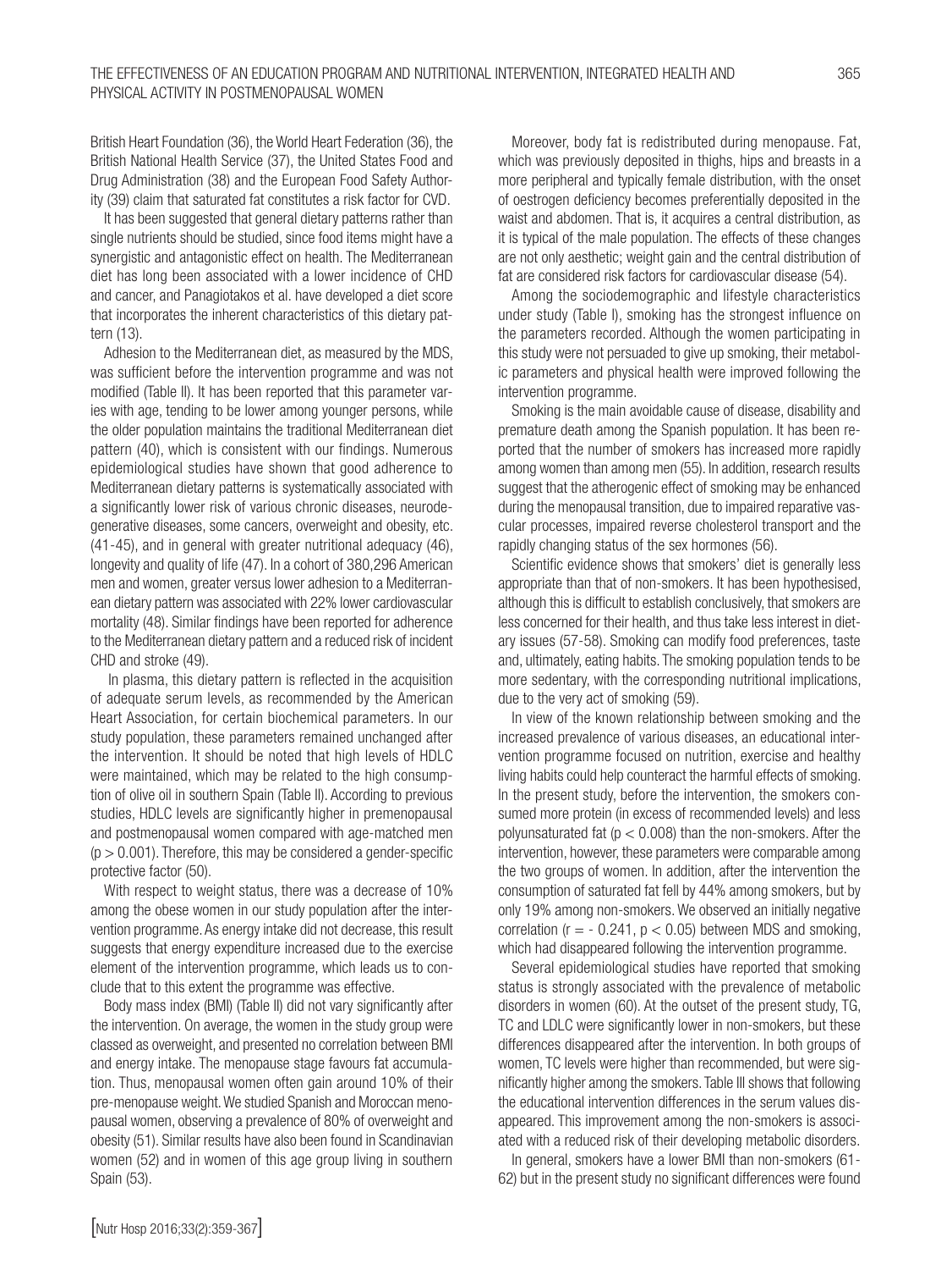British Heart Foundation (36), the World Heart Federation (36), the British National Health Service (37), the United States Food and Drug Administration (38) and the European Food Safety Authority (39) claim that saturated fat constitutes a risk factor for CVD.

It has been suggested that general dietary patterns rather than single nutrients should be studied, since food items might have a synergistic and antagonistic effect on health. The Mediterranean diet has long been associated with a lower incidence of CHD and cancer, and Panagiotakos et al. have developed a diet score that incorporates the inherent characteristics of this dietary pattern (13).

Adhesion to the Mediterranean diet, as measured by the MDS, was sufficient before the intervention programme and was not modified (Table II). It has been reported that this parameter varies with age, tending to be lower among younger persons, while the older population maintains the traditional Mediterranean diet pattern (40), which is consistent with our findings. Numerous epidemiological studies have shown that good adherence to Mediterranean dietary patterns is systematically associated with a significantly lower risk of various chronic diseases, neurodegenerative diseases, some cancers, overweight and obesity, etc. (41-45), and in general with greater nutritional adequacy (46), longevity and quality of life (47). In a cohort of 380,296 American men and women, greater versus lower adhesion to a Mediterranean dietary pattern was associated with 22% lower cardiovascular mortality (48). Similar findings have been reported for adherence to the Mediterranean dietary pattern and a reduced risk of incident CHD and stroke (49).

In plasma, this dietary pattern is reflected in the acquisition of adequate serum levels, as recommended by the American Heart Association, for certain biochemical parameters. In our study population, these parameters remained unchanged after the intervention. It should be noted that high levels of HDLC were maintained, which may be related to the high consumption of olive oil in southern Spain (Table II). According to previous studies, HDLC levels are significantly higher in premenopausal and postmenopausal women compared with age-matched men ($p > 0.001$). Therefore, this may be considered a gender-specific protective factor (50).

With respect to weight status, there was a decrease of 10% among the obese women in our study population after the intervention programme. As energy intake did not decrease, this result suggests that energy expenditure increased due to the exercise element of the intervention programme, which leads us to conclude that to this extent the programme was effective.

Body mass index (BMI) (Table II) did not vary significantly after the intervention. On average, the women in the study group were classed as overweight, and presented no correlation between BMI and energy intake. The menopause stage favours fat accumulation. Thus, menopausal women often gain around 10% of their pre-menopause weight. We studied Spanish and Moroccan menopausal women, observing a prevalence of 80% of overweight and obesity (51). Similar results have also been found in Scandinavian women (52) and in women of this age group living in southern Spain (53).

Moreover, body fat is redistributed during menopause. Fat, which was previously deposited in thighs, hips and breasts in a more peripheral and typically female distribution, with the onset of oestrogen deficiency becomes preferentially deposited in the waist and abdomen. That is, it acquires a central distribution, as it is typical of the male population. The effects of these changes are not only aesthetic; weight gain and the central distribution of fat are considered risk factors for cardiovascular disease (54).

Among the sociodemographic and lifestyle characteristics under study (Table I), smoking has the strongest influence on the parameters recorded. Although the women participating in this study were not persuaded to give up smoking, their metabolic parameters and physical health were improved following the intervention programme.

Smoking is the main avoidable cause of disease, disability and premature death among the Spanish population. It has been reported that the number of smokers has increased more rapidly among women than among men (55). In addition, research results suggest that the atherogenic effect of smoking may be enhanced during the menopausal transition, due to impaired reparative vascular processes, impaired reverse cholesterol transport and the rapidly changing status of the sex hormones (56).

Scientific evidence shows that smokers' diet is generally less appropriate than that of non-smokers. It has been hypothesised, although this is difficult to establish conclusively, that smokers are less concerned for their health, and thus take less interest in dietary issues (57-58). Smoking can modify food preferences, taste and, ultimately, eating habits. The smoking population tends to be more sedentary, with the corresponding nutritional implications, due to the very act of smoking (59).

In view of the known relationship between smoking and the increased prevalence of various diseases, an educational intervention programme focused on nutrition, exercise and healthy living habits could help counteract the harmful effects of smoking. In the present study, before the intervention, the smokers consumed more protein (in excess of recommended levels) and less polyunsaturated fat ($p < 0.008$) than the non-smokers. After the intervention, however, these parameters were comparable among the two groups of women. In addition, after the intervention the consumption of saturated fat fell by 44% among smokers, but by only 19% among non-smokers. We observed an initially negative correlation ($r = -0.241$, $p < 0.05$) between MDS and smoking, which had disappeared following the intervention programme.

Several epidemiological studies have reported that smoking status is strongly associated with the prevalence of metabolic disorders in women (60). At the outset of the present study, TG, TC and LDLC were significantly lower in non-smokers, but these differences disappeared after the intervention. In both groups of women, TC levels were higher than recommended, but were significantly higher among the smokers. Table III shows that following the educational intervention differences in the serum values disappeared. This improvement among the non-smokers is associated with a reduced risk of their developing metabolic disorders.

In general, smokers have a lower BMI than non-smokers (61-62) but in the present study no significant differences were found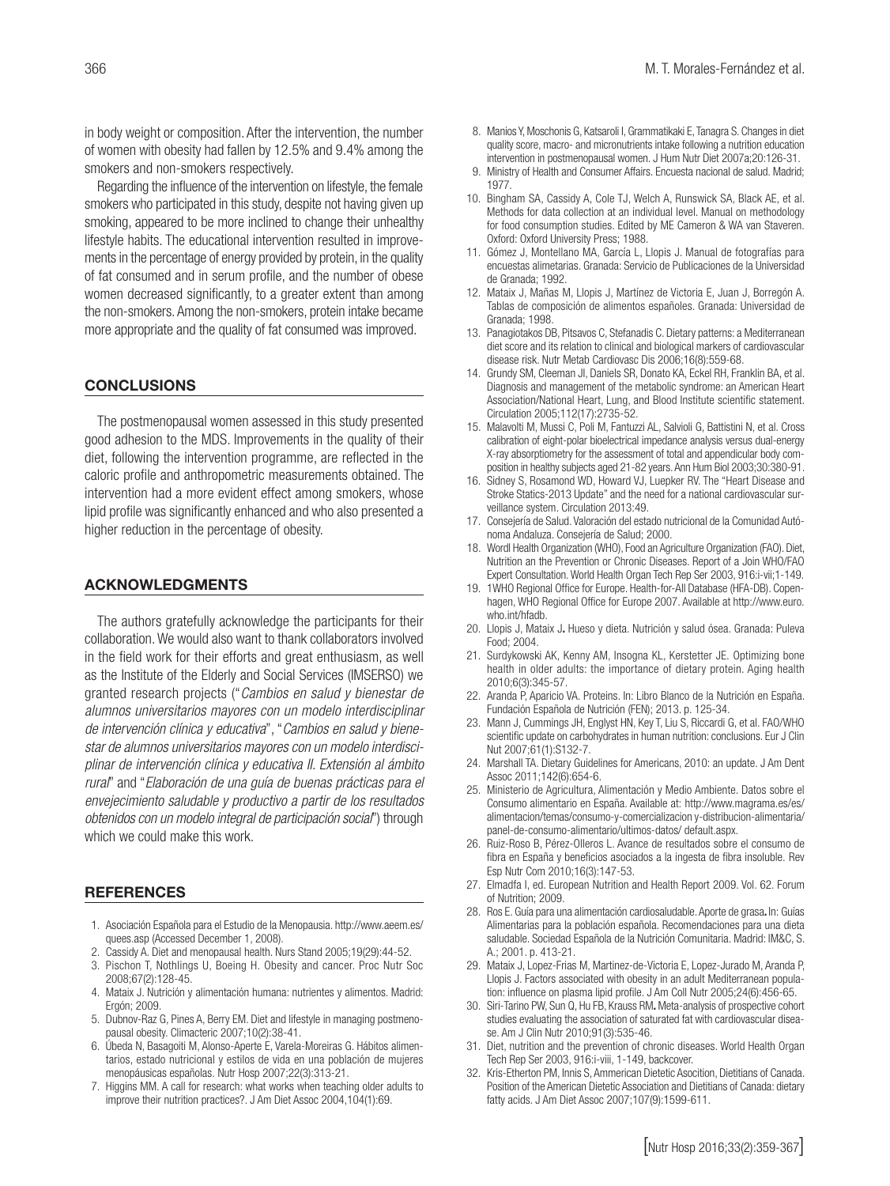in body weight or composition. After the intervention, the number of women with obesity had fallen by 12.5% and 9.4% among the smokers and non-smokers respectively.

Regarding the influence of the intervention on lifestyle, the female smokers who participated in this study, despite not having given up smoking, appeared to be more inclined to change their unhealthy lifestyle habits. The educational intervention resulted in improvements in the percentage of energy provided by protein, in the quality of fat consumed and in serum profile, and the number of obese women decreased significantly, to a greater extent than among the non-smokers. Among the non-smokers, protein intake became more appropriate and the quality of fat consumed was improved.

## CONCLUSIONS

The postmenopausal women assessed in this study presented good adhesion to the MDS. Improvements in the quality of their diet, following the intervention programme, are reflected in the caloric profile and anthropometric measurements obtained. The intervention had a more evident effect among smokers, whose lipid profile was significantly enhanced and who also presented a higher reduction in the percentage of obesity.

## ACKNOWLEDGMENTS

The authors gratefully acknowledge the participants for their collaboration. We would also want to thank collaborators involved in the field work for their efforts and great enthusiasm, as well as the Institute of the Elderly and Social Services (IMSERSO) we granted research projects ("*Cambios en salud y bienestar de alumnos universitarios mayores con un modelo interdisciplinar de intervención clínica y educativa*", "*Cambios en salud y bienestar de alumnos universitarios mayores con un modelo interdisciplinar de intervención clínica y educativa II. Extensión al ámbito rural*" and "*Elaboración de una guía de buenas prácticas para el envejecimiento saludable y productivo a partir de los resultados obtenidos con un modelo integral de participación social*") through which we could make this work.

## REFERENCES

1. Asociación Española para el Estudio de la Menopausia. http://www.aeem.es/quees.asp (Accessed December 1, 2008).
2. Cassidy A. Diet and menopausal health. Nurs Stand 2005;19(29):44-52.
3. Pischon T, Nothlings U, Boeing H. Obesity and cancer. Proc Nutr Soc 2008;67(2):128-45.
4. Mataix J. Nutrición y alimentación humana: nutrientes y alimentos. Madrid: Ergón; 2009.
5. Dubnov-Raz G, Pines A, Berry EM. Diet and lifestyle in managing postmenopausal obesity. Climacteric 2007;10(2):38-41.
6. Úbeda N, Basagoiti M, Alonso-Aperte E, Varela-Moreiras G. Hábitos alimentarios, estado nutricional y estilos de vida en una población de mujeres menopáusicas españolas. Nutr Hosp 2007;22(3):313-21.
7. Higgins MM. A call for research: what works when teaching older adults to improve their nutrition practices?. J Am Diet Assoc 2004,104(1):69.
8. Manios Y, Moschonis G, Katsaroli I, Grammatikaki E, Tanagra S. Changes in diet quality score, macro- and micronutrients intake following a nutrition education intervention in postmenopausal women. J Hum Nutr Diet 2007a;20:126-31.
9. Ministry of Health and Consumer Affairs. Encuesta nacional de salud. Madrid; 1977.
10. Bingham SA, Cassidy A, Cole TJ, Welch A, Runswick SA, Black AE, et al. Methods for data collection at an individual level. Manual on methodology for food consumption studies. Edited by ME Cameron & WA van Staveren. Oxford: Oxford University Press; 1988.
11. Gómez J, Montellano MA, García L, Llopis J. Manual de fotografías para encuestas alimetarias. Granada: Servicio de Publicaciones de la Universidad de Granada; 1992.
12. Mataix J, Mañas M, Llopis J, Martínez de Victoria E, Juan J, Borregón A. Tablas de composición de alimentos españoles. Granada: Universidad de Granada; 1998.
13. Panagiotakos DB, Pitsavos C, Stefanadis C. Dietary patterns: a Mediterranean diet score and its relation to clinical and biological markers of cardiovascular disease risk. Nutr Metab Cardiovasc Dis 2006;16(8):559-68.
14. Grundy SM, Cleeman JI, Daniels SR, Donato KA, Eckel RH, Franklin BA, et al. Diagnosis and management of the metabolic syndrome: an American Heart Association/National Heart, Lung, and Blood Institute scientific statement. Circulation 2005;112(17):2735-52.
15. Malavolti M, Mussi C, Poli M, Fantuzzi AL, Salvioli G, Battistini N, et al. Cross calibration of eight-polar bioelectrical impedance analysis versus dual-energy X-ray absorptiometry for the assessment of total and appendicular body composition in healthy subjects aged 21-82 years. Ann Hum Biol 2003;30:380-91.
16. Sidney S, Rosamond WD, Howard VJ, Luepker RV. The "Heart Disease and Stroke Statics-2013 Update" and the need for a national cardiovascular surveillance system. Circulation 2013:49.
17. Consejería de Salud. Valoración del estado nutricional de la Comunidad Autónoma Andaluza. Consejería de Salud; 2000.
18. Wordl Health Organization (WHO), Food an Agriculture Organization (FAO). Diet, Nutrition an the Prevention or Chronic Diseases. Report of a Join WHO/FAO Expert Consultation. World Health Organ Tech Rep Ser 2003, 916:i-vii;1-149.
19. 1WHO Regional Office for Europe. Health-for-All Database (HFA-DB). Copenhagen, WHO Regional Office for Europe 2007. Available at http://www.euro.who.int/hfadb.
20. Llopis J, Mataix J. Hueso y dieta. Nutrición y salud ósea. Granada: Puleva Food; 2004.
21. Surdykowski AK, Kenny AM, Insogna KL, Kerstetter JE. Optimizing bone health in older adults: the importance of dietary protein. Aging health 2010;6(3):345-57.
22. Aranda P, Aparicio VA. Proteins. In: Libro Blanco de la Nutrición en España. Fundación Española de Nutrición (FEN); 2013. p. 125-34.
23. Mann J, Cummings JH, Englyst HN, Key T, Liu S, Riccardi G, et al. FAO/WHO scientific update on carbohydrates in human nutrition: conclusions. Eur J Clin Nut 2007;61(1):S132-7.
24. Marshall TA. Dietary Guidelines for Americans, 2010: an update. J Am Dent Assoc 2011;142(6):654-6.
25. Ministerio de Agricultura, Alimentación y Medio Ambiente. Datos sobre el Consumo alimentario en España. Available at: http://www.magrama.es/es/alimentacion/temas/consumo-y-comercializacion y-distribucion-alimentaria/panel-de-consumo-alimentario/ultimos-datos/ default.aspx.
26. Ruiz-Roso B, Pérez-Olleros L. Avance de resultados sobre el consumo de fibra en España y beneficios asociados a la ingesta de fibra insoluble. Rev Esp Nutr Com 2010;16(3):147-53.
27. Elmadfa I, ed. European Nutrition and Health Report 2009. Vol. 62. Forum of Nutrition; 2009.
28. Ros E. Guía para una alimentación cardiosaludable. Aporte de grasa. In: Guías Alimentarias para la población española. Recomendaciones para una dieta saludable. Sociedad Española de la Nutrición Comunitaria. Madrid: IM&C, S. A.; 2001. p. 413-21.
29. Mataix J, Lopez-Frias M, Martinez-de-Victoria E, Lopez-Jurado M, Aranda P, Llopis J. Factors associated with obesity in an adult Mediterranean population: influence on plasma lipid profile. J Am Coll Nutr 2005;24(6):456-65.
30. Siri-Tarino PW, Sun Q, Hu FB, Krauss RM. Meta-analysis of prospective cohort studies evaluating the association of saturated fat with cardiovascular disease. Am J Clin Nutr 2010;91(3):535-46.
31. Diet, nutrition and the prevention of chronic diseases. World Health Organ Tech Rep Ser 2003, 916:i-viii, 1-149, backcover.
32. Kris-Etherton PM, Innis S, American Dietetic Asocition, Dietitians of Canada. Position of the American Dietetic Association and Dietitians of Canada: dietary fatty acids. J Am Diet Assoc 2007;107(9):1599-611.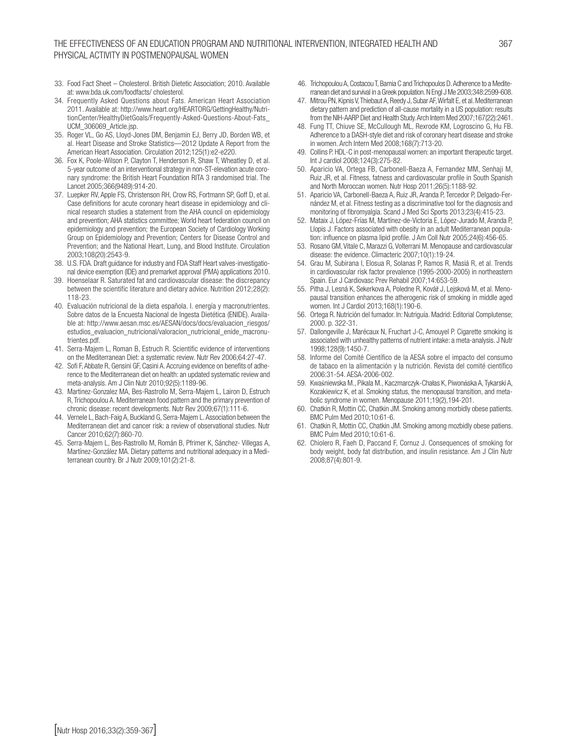33. Food Fact Sheet – Cholesterol. British Dietetic Association; 2010. Available at: www.bda.uk.com/foodfacts/ cholesterol.
34. Frequently Asked Questions about Fats. American Heart Association 2011. Available at: http://www.heart.org/HEARTORG/GettingHealthy/NutritionCenter/HealthyDietGoals/Frequently-Asked-Questions-About-Fats_UCM_306069_Article.jsp.
35. Roger VL, Go AS, Lloyd-Jones DM, Benjamin EJ, Berry JD, Borden WB, et al. Heart Disease and Stroke Statistics—2012 Update A Report from the American Heart Association. Circulation 2012;125(1):e2-e220.
36. Fox K, Poole-Wilson P, Clayton T, Henderson R, Shaw T, Wheatley D, et al. 5-year outcome of an interventional strategy in non-ST-elevation acute coronary syndrome: the British Heart Foundation RITA 3 randomised trial. The Lancet 2005;366(9489):914-20.
37. Luepker RV, Apple FS, Christenson RH, Crow RS, Fortmann SP, Goff D, et al. Case definitions for acute coronary heart disease in epidemiology and clinical research studies a statement from the AHA council on epidemiology and prevention; AHA statistics committee; World heart federation council on epidemiology and prevention; the European Society of Cardiology Working Group on Epidemiology and Prevention; Centers for Disease Control and Prevention; and the National Heart, Lung, and Blood Institute. Circulation 2003;108(20):2543-9.
38. U.S. FDA. Draft guidance for industry and FDA Staff Heart valves-investigational device exemption (IDE) and premarket approval (PMA) applications 2010.
39. Hoenselaar R. Saturated fat and cardiovascular disease: the discrepancy between the scientific literature and dietary advice. Nutrition 2012;28(2): 118-23.
40. Evaluación nutricional de la dieta española. I. energía y macronutrientes. Sobre datos de la Encuesta Nacional de Ingesta Dietética (ENIDE). Available at: http://www.aesan.msc.es/AESAN/docs/docs/evaluacion_riesgos/estudios_evaluacion_nutricional/valoracion_nutricional_enide_macronutrientes.pdf.
41. Serra-Majem L, Roman B, Estruch R. Scientific evidence of interventions on the Mediterranean Diet: a systematic review. Nutr Rev 2006;64:27-47.
42. Sofi F, Abbate R, Gensini GF, Casini A. Accruing evidence on benefits of adherence to the Mediterranean diet on health: an updated systematic review and meta-analysis. Am J Clin Nutr 2010;92(5):1189-96.
43. Martinez-Gonzalez MA, Bes-Rastrollo M, Serra-Majem L, Lairon D, Estruch R, Trichopoulou A. Mediterranean food pattern and the primary prevention of chronic disease: recent developments. Nutr Rev 2009;67(1):111-6.
44. Vernele L, Bach-Faig A, Buckland G, Serra-Majem L. Association between the Mediterranean diet and cancer risk: a review of observational studies. Nutr Cancer 2010;62(7):860-70.
45. Serra-Majem L, Bes-Rastrollo M, Román B, Pfrimer K, Sánchez- Villegas A, Martínez-González MA. Dietary patterns and nutritional adequacy in a Mediterranean country. Br J Nutr 2009;101(2):21-8.
46. Trichopoulou A, Costacou T, Bamia C and Trichopoulos D. Adherence to a Mediterranean diet and survival in a Greek population. N Engl J Me 2003;348:2599-608.
47. Mitrou PN, Kipnis V, Thiebaut A, Reedy J, Subar AF, Wirfalt E, et al. Mediterranean dietary pattern and prediction of all-cause mortality in a US population: results from the NIH-AARP Diet and Health Study. Arch Intern Med 2007;167(22):2461.
48. Fung TT, Chiuve SE, McCullough ML, Rexrode KM, Logroscino G, Hu FB. Adherence to a DASH-style diet and risk of coronary heart disease and stroke in women. Arch Intern Med 2008;168(7):713-20.
49. Collins P. HDL-C in post-menopausal women: an important therapeutic target. Int J cardiol 2008;124(3):275-82.
50. Aparicio VA, Ortega FB, Carbonell-Baeza A, Fernandez MM, Senhaji M, Ruiz JR, et al. Fitness, fatness and cardiovascular profile in South Spanish and North Moroccan women. Nutr Hosp 2011;26(5):1188-92.
51. Aparicio VA, Carbonell-Baeza A, Ruiz JR, Aranda P, Tercedor P, Delgado-Fernández M, et al. Fitness testing as a discriminative tool for the diagnosis and monitoring of fibromyalgia. Scand J Med Sci Sports 2013;23(4):415-23.
52. Mataix J, López-Frías M, Martínez-de-Victoria E, López-Jurado M, Aranda P, Llopis J. Factors associated with obesity in an adult Mediterranean population: influence on plasma lipid profile. J Am Coll Nutr 2005;24(6):456-65.
53. Rosano GM, Vitale C, Marazzi G, Volterrani M. Menopause and cardiovascular disease: the evidence. Climacteric 2007;10(1):19-24.
54. Grau M, Subirana I, Elosua R, Solanas P, Ramos R, Masiá R, et al. Trends in cardiovascular risk factor prevalence (1995-2000-2005) in northeastern Spain. Eur J Cardiovasc Prev Rehabil 2007;14:653-59.
55. Pitha J, Lesná K, Sekerkova A, Poledne R, Kovář J, Lejsková M, et al. Menopausal transition enhances the atherogenic risk of smoking in middle aged women. Int J Cardiol 2013;168(1):190-6.
56. Ortega R. Nutrición del fumador. In: Nutriguía. Madrid: Editorial Complutense; 2000. p. 322-31.
57. Dallongeville J, Marécaux N, Fruchart J-C, Amouyel P. Cigarette smoking is associated with unhealthy patterns of nutrient intake: a meta-analysis. J Nutr 1998;128(9):1450-7.
58. Informe del Comité Científico de la AESA sobre el impacto del consumo de tabaco en la alimentación y la nutrición. Revista del comité científico 2006:31-54. AESA-2006-002.
59. Kwaśniewska M., Pikala M., Kaczmarczyk-Chałas K, Piwonńska A, Tykarski A, Kozakiewicz K, et al. Smoking status, the menopausal transition, and metabolic syndrome in women. Menopause 2011;19(2),194-201.
60. Chatkin R, Mottin CC, Chatkin JM. Smoking among morbidly obese patients. BMC Pulm Med 2010;10:61-6.
61. Chatkin R, Mottin CC, Chatkin JM. Smoking among mozbidly obese patiens. BMC Pulm Med 2010;10:61-6.
62. Chiolero R, Faeh D, Paccand F, Cornuz J. Consequences of smoking for body weight, body fat distribution, and insulin resistance. Am J Clin Nutr 2008;87(4):801-9.